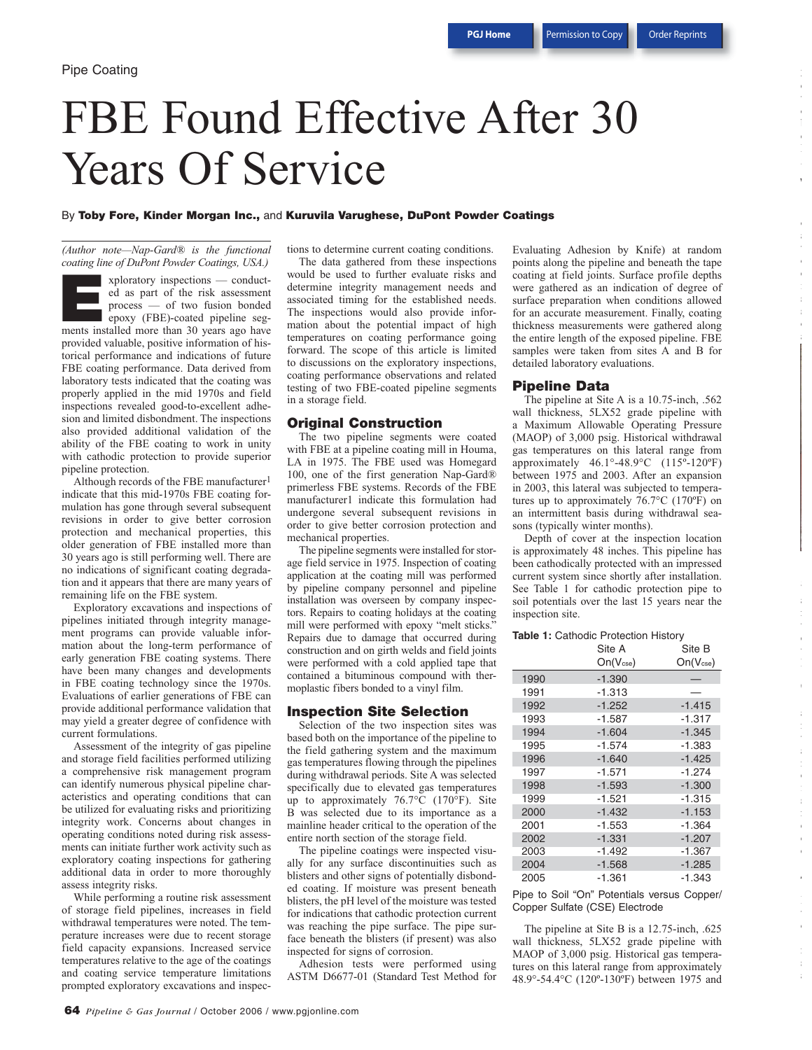Pipe Coating

# FBE Found Effective After 30 Years Of Service

By **Toby Fore, Kinder Morgan Inc.,** and **Kuruvila Varughese, DuPont Powder Coatings**

*(Author note—Nap-Gard® is the functional coating line of DuPont Powder Coatings, USA.)*

Exploratory inspections — conducted as part of the risk assessment process — of two fusion bonded epoxy (FBE)-coated pipeline segments installed more than 30 years ago have provided valuable, positive information of historical performance and indications of future FBE coating performance. Data derived from laboratory tests indicated that the coating was properly applied in the mid 1970s and field inspections revealed good-to-excellent adhesion and limited disbondment. The inspections also provided additional validation of the ability of the FBE coating to work in unity with cathodic protection to provide superior pipeline protection.

Although records of the FBE manufacturer[1] indicate that this mid-1970s FBE coating formulation has gone through several subsequent revisions in order to give better corrosion protection and mechanical properties, this older generation of FBE installed more than 30 years ago is still performing well. There are no indications of significant coating degradation and it appears that there are many years of remaining life on the FBE system.

Exploratory excavations and inspections of pipelines initiated through integrity management programs can provide valuable information about the long-term performance of early generation FBE coating systems. There have been many changes and developments in FBE coating technology since the 1970s. Evaluations of earlier generations of FBE can provide additional performance validation that may yield a greater degree of confidence with current formulations.

Assessment of the integrity of gas pipeline and storage field facilities performed utilizing a comprehensive risk management program can identify numerous physical pipeline characteristics and operating conditions that can be utilized for evaluating risks and prioritizing integrity work. Concerns about changes in operating conditions noted during risk assessments can initiate further work activity such as exploratory coating inspections for gathering additional data in order to more thoroughly assess integrity risks.

While performing a routine risk assessment of storage field pipelines, increases in field withdrawal temperatures were noted. The temperature increases were due to recent storage field capacity expansions. Increased service temperatures relative to the age of the coatings and coating service temperature limitations prompted exploratory excavations and inspections to determine current coating conditions.

The data gathered from these inspections would be used to further evaluate risks and determine integrity management needs and associated timing for the established needs. The inspections would also provide information about the potential impact of high temperatures on coating performance going forward. The scope of this article is limited to discussions on the exploratory inspections, coating performance observations and related testing of two FBE-coated pipeline segments in a storage field.

## Original Construction

The two pipeline segments were coated with FBE at a pipeline coating mill in Houma, LA in 1975. The FBE used was Homegard 100, one of the first generation Nap-Gard® primerless FBE systems. Records of the FBE manufacturer1 indicate this formulation had undergone several subsequent revisions in order to give better corrosion protection and mechanical properties.

The pipeline segments were installed for storage field service in 1975. Inspection of coating application at the coating mill was performed by pipeline company personnel and pipeline installation was overseen by company inspectors. Repairs to coating holidays at the coating mill were performed with epoxy "melt sticks." Repairs due to damage that occurred during construction and on girth welds and field joints were performed with a cold applied tape that contained a bituminous compound with thermoplastic fibers bonded to a vinyl film.

## Inspection Site Selection

Selection of the two inspection sites was based both on the importance of the pipeline to the field gathering system and the maximum gas temperatures flowing through the pipelines during withdrawal periods. Site A was selected specifically due to elevated gas temperatures up to approximately 76.7°C (170°F). Site B was selected due to its importance as a mainline header critical to the operation of the entire north section of the storage field.

The pipeline coatings were inspected visually for any surface discontinuities such as blisters and other signs of potentially disbonded coating. If moisture was present beneath blisters, the pH level of the moisture was tested for indications that cathodic protection current was reaching the pipe surface. The pipe surface beneath the blisters (if present) was also inspected for signs of corrosion.

Adhesion tests were performed using ASTM D6677-01 (Standard Test Method for Evaluating Adhesion by Knife) at random points along the pipeline and beneath the tape coating at field joints. Surface profile depths were gathered as an indication of degree of surface preparation when conditions allowed for an accurate measurement. Finally, coating thickness measurements were gathered along the entire length of the exposed pipeline. FBE samples were taken from sites A and B for detailed laboratory evaluations.

## Pipeline Data

The pipeline at Site A is a 10.75-inch, .562 wall thickness, 5LX52 grade pipeline with a Maximum Allowable Operating Pressure (MAOP) of 3,000 psig. Historical withdrawal gas temperatures on this lateral range from approximately 46.1°-48.9°C (115º-120ºF) between 1975 and 2003. After an expansion in 2003, this lateral was subjected to temperatures up to approximately 76.7°C (170ºF) on an intermittent basis during withdrawal seasons (typically winter months).

Depth of cover at the inspection location is approximately 48 inches. This pipeline has been cathodically protected with an impressed current system since shortly after installation. See Table 1 for cathodic protection pipe to soil potentials over the last 15 years near the inspection site.

**Table 1:** Cathodic Protection History

| | Site A On($V_{cse}$) | Site B On($V_{cse}$) |
|---|---|---|
| 1990 | -1.390 | — |
| 1991 | -1.313 | — |
| 1992 | -1.252 | -1.415 |
| 1993 | -1.587 | -1.317 |
| 1994 | -1.604 | -1.345 |
| 1995 | -1.574 | -1.383 |
| 1996 | -1.640 | -1.425 |
| 1997 | -1.571 | -1.274 |
| 1998 | -1.593 | -1.300 |
| 1999 | -1.521 | -1.315 |
| 2000 | -1.432 | -1.153 |
| 2001 | -1.553 | -1.364 |
| 2002 | -1.331 | -1.207 |
| 2003 | -1.492 | -1.367 |
| 2004 | -1.568 | -1.285 |
| 2005 | -1.361 | -1.343 |

Pipe to Soil "On" Potentials versus Copper/Copper Sulfate (CSE) Electrode

The pipeline at Site B is a 12.75-inch, .625 wall thickness, 5LX52 grade pipeline with MAOP of 3,000 psig. Historical gas temperatures on this lateral range from approximately 48.9°-54.4°C (120º-130ºF) between 1975 and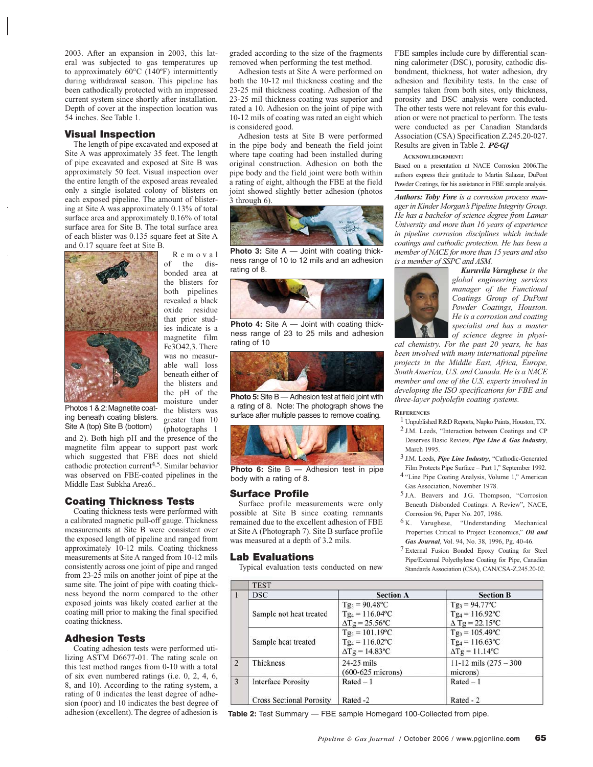2003. After an expansion in 2003, this lateral was subjected to gas temperatures up to approximately 60°C (140ºF) intermittently during withdrawal season. This pipeline has been cathodically protected with an impressed current system since shortly after installation. Depth of cover at the inspection location was 54 inches. See Table 1.

## Visual Inspection

The length of pipe excavated and exposed at Site A was approximately 35 feet. The length of pipe excavated and exposed at Site B was approximately 50 feet. Visual inspection over the entire length of the exposed areas revealed only a single isolated colony of blisters on each exposed pipeline. The amount of blistering at Site A was approximately 0.13% of total surface area and approximately 0.16% of total surface area for Site B. The total surface area of each blister was 0.135 square feet at Site A and 0.17 square feet at Site B.

Photos 1 & 2: Magnetite coating beneath coating blisters. Site A (top) Site B (bottom)

Removal of the disbonded area at the blisters for both pipelines revealed a black oxide residue that prior studies indicate is a magnetite film $Fe_3O_4$[2,3]. There was no measurable wall loss beneath either of the blisters and the pH of the moisture under the blisters was greater than 10 (photographs 1 and 2). Both high pH and the presence of the magnetite film appear to support past work which suggested that FBE does not shield cathodic protection current[4,5]. Similar behavior was observed on FBE-coated pipelines in the Middle East Subkha Area[6]..

## Coating Thickness Tests

Coating thickness tests were performed with a calibrated magnetic pull-off gauge. Thickness measurements at Site B were consistent over the exposed length of pipeline and ranged from approximately 10-12 mils. Coating thickness measurements at Site A ranged from 10-12 mils consistently across one joint of pipe and ranged from 23-25 mils on another joint of pipe at the same site. The joint of pipe with coating thickness beyond the norm compared to the other exposed joints was likely coated earlier at the coating mill prior to making the final specified coating thickness.

## Adhesion Tests

Coating adhesion tests were performed utilizing ASTM D6677-01. The rating scale on this test method ranges from 0-10 with a total of six even numbered ratings (i.e. 0, 2, 4, 6, 8, and 10). According to the rating system, a rating of 0 indicates the least degree of adhesion (poor) and 10 indicates the best degree of adhesion (excellent). The degree of adhesion is graded according to the size of the fragments removed when performing the test method.

Adhesion tests at Site A were performed on both the 10-12 mil thickness coating and the 23-25 mil thickness coating. Adhesion of the 23-25 mil thickness coating was superior and rated a 10. Adhesion on the joint of pipe with 10-12 mils of coating was rated an eight which is considered good.

Adhesion tests at Site B were performed in the pipe body and beneath the field joint where tape coating had been installed during original construction. Adhesion on both the pipe body and the field joint were both within a rating of eight, although the FBE at the field joint showed slightly better adhesion (photos 3 through 6).

**Photo 3:** Site A — Joint with coating thickness range of 10 to 12 mils and an adhesion rating of 8.

**Photo 4:** Site A — Joint with coating thickness range of 23 to 25 mils and adhesion rating of 10

**Photo 5:** Site B — Adhesion test at field joint with a rating of 8. Note: The photograph shows the surface after multiple passes to remove coating.

**Photo 6:** Site B — Adhesion test in pipe body with a rating of 8.

## Surface Profile

Surface profile measurements were only possible at Site B since coating remnants remained due to the excellent adhesion of FBE at Site A (Photograph 7). Site B surface profile was measured at a depth of 3.2 mils.

## Lab Evaluations

Typical evaluation tests conducted on new FBE samples include cure by differential scanning calorimeter (DSC), porosity, cathodic disbondment, thickness, hot water adhesion, dry adhesion and flexibility tests. In the case of samples taken from both sites, only thickness, porosity and DSC analysis were conducted. The other tests were not relevant for this evaluation or were not practical to perform. The tests were conducted as per Canadian Standards Association (CSA) Specification Z.245.20-027. Results are given in Table 2. ***P&GJ***

**Acknowledgement:**

Based on a presentation at NACE Corrosion 2006.The authors express their gratitude to Martin Salazar, DuPont Powder Coatings, for his assistance in FBE sample analysis.

***Authors: Toby Fore*** *is a corrosion process manager in Kinder Morgan's Pipeline Integrity Group. He has a bachelor of science degree from Lamar University and more than 16 years of experience in pipeline corrosion disciplines which include coatings and cathodic protection. He has been a member of NACE for more than 15 years and also is a member of SSPC and ASM.*

***Kuruvila Varughese*** *is the global engineering services manager of the Functional Coatings Group of DuPont Powder Coatings, Houston. He is a corrosion and coating specialist and has a master of science degree in physical chemistry. For the past 20 years, he has been involved with many international pipeline projects in the Middle East, Africa, Europe, South America, U.S. and Canada. He is a NACE member and one of the U.S. experts involved in developing the ISO specifications for FBE and three-layer polyolefin coating systems.*

**References**

1 Unpublished R&D Reports, Napko Paints, Houston, TX.

2 J.M. Leeds, "Interaction between Coatings and CP Deserves Basic Review, ***Pipe Line & Gas Industry***, March 1995.

3 J.M. Leeds, ***Pipe Line Industry***, "Cathodic-Generated Film Protects Pipe Surface – Part 1," September 1992.

4 "Line Pipe Coating Analysis, Volume 1," American Gas Association, November 1978.

5 J.A. Beavers and J.G. Thompson, "Corrosion Beneath Disbonded Coatings: A Review", NACE, Corrosion 96, Paper No. 207, 1986.

6 K. Varughese, "Understanding Mechanical Properties Critical to Project Economics," ***Oil and Gas Journal***, Vol. 94, No. 38, 1996, Pg. 40-46.

7 External Fusion Bonded Epoxy Coating for Steel Pipe/External Polyethylene Coating for Pipe, Canadian Standards Association (CSA), CAN/CSA-Z.245.20-02.

| | TEST | | |
|---|---|---|---|
| 1 | DSC | **Section A** | **Section B** |
| | Sample not heat treated | $Tg_3$ = 90.48ºC<br>$Tg_4$ = 116.04ºC<br>$\Delta Tg$ = 25.56ºC | $Tg_3$ = 94.77ºC<br>$Tg_4$ = 116.92ºC<br>$\Delta Tg$ = 22.15ºC |
| | Sample heat treated | $Tg_3$ = 101.19ºC<br>$Tg_4$ = 116.02ºC<br>$\Delta Tg$ = 14.83ºC | $Tg_3$ = 105.49ºC<br>$Tg_4$ = 116.63ºC<br>$\Delta Tg$ = 11.14ºC |
| 2 | Thickness | 24-25 mils<br>(600-625 microns) | 11-12 mils (275 – 300 microns) |
| 3 | Interface Porosity<br><br>Cross Sectional Porosity | Rated – 1<br><br>Rated -2 | Rated – 1<br><br>Rated - 2 |

**Table 2:** Test Summary — FBE sample Homegard 100-Collected from pipe.